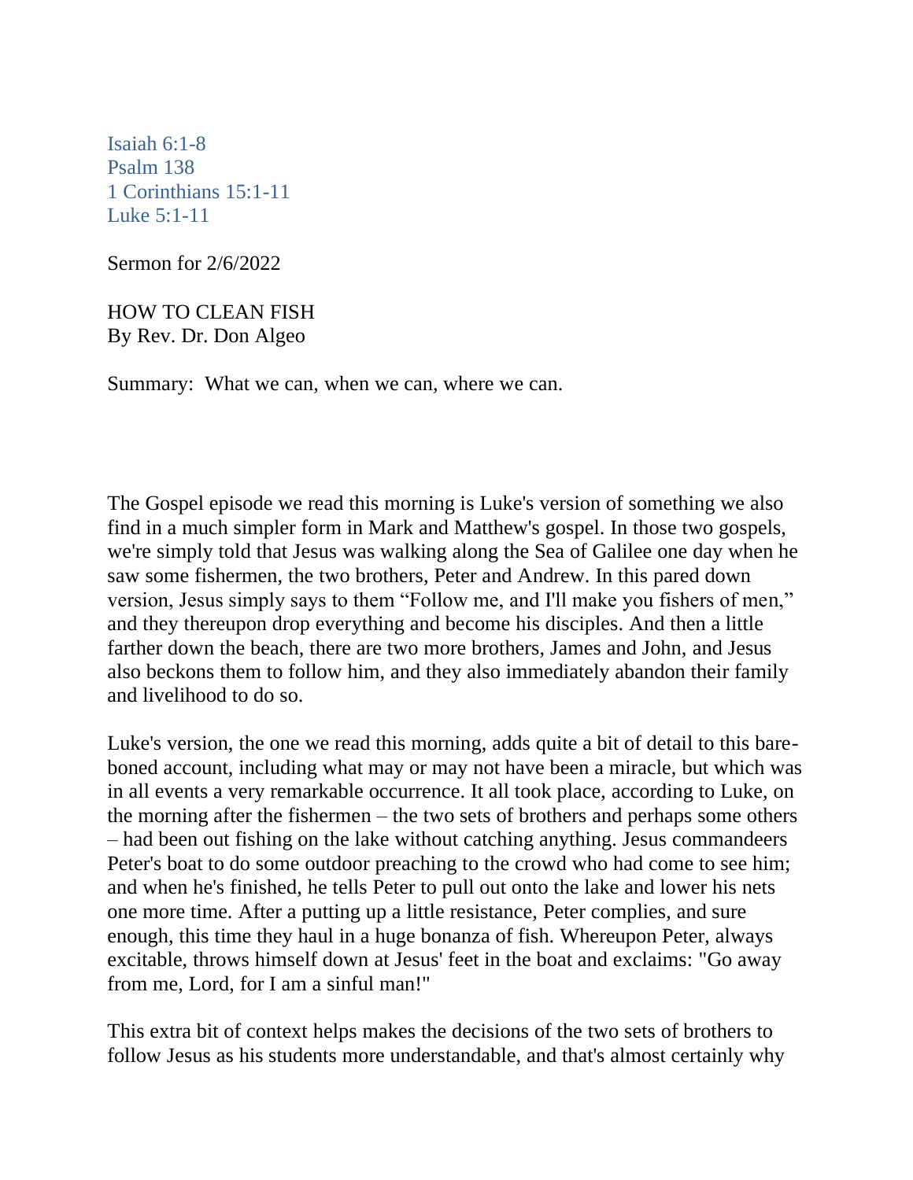Isaiah 6:1-8
Psalm 138
1 Corinthians 15:1-11
Luke 5:1-11

Sermon for 2/6/2022

HOW TO CLEAN FISH
By Rev. Dr. Don Algeo

Summary: What we can, when we can, where we can.

The Gospel episode we read this morning is Luke's version of something we also find in a much simpler form in Mark and Matthew's gospel. In those two gospels, we're simply told that Jesus was walking along the Sea of Galilee one day when he saw some fishermen, the two brothers, Peter and Andrew. In this pared down version, Jesus simply says to them "Follow me, and I'll make you fishers of men," and they thereupon drop everything and become his disciples. And then a little farther down the beach, there are two more brothers, James and John, and Jesus also beckons them to follow him, and they also immediately abandon their family and livelihood to do so.

Luke's version, the one we read this morning, adds quite a bit of detail to this bare-boned account, including what may or may not have been a miracle, but which was in all events a very remarkable occurrence. It all took place, according to Luke, on the morning after the fishermen – the two sets of brothers and perhaps some others – had been out fishing on the lake without catching anything. Jesus commandeers Peter's boat to do some outdoor preaching to the crowd who had come to see him; and when he's finished, he tells Peter to pull out onto the lake and lower his nets one more time. After a putting up a little resistance, Peter complies, and sure enough, this time they haul in a huge bonanza of fish. Whereupon Peter, always excitable, throws himself down at Jesus' feet in the boat and exclaims: "Go away from me, Lord, for I am a sinful man!"

This extra bit of context helps makes the decisions of the two sets of brothers to follow Jesus as his students more understandable, and that's almost certainly why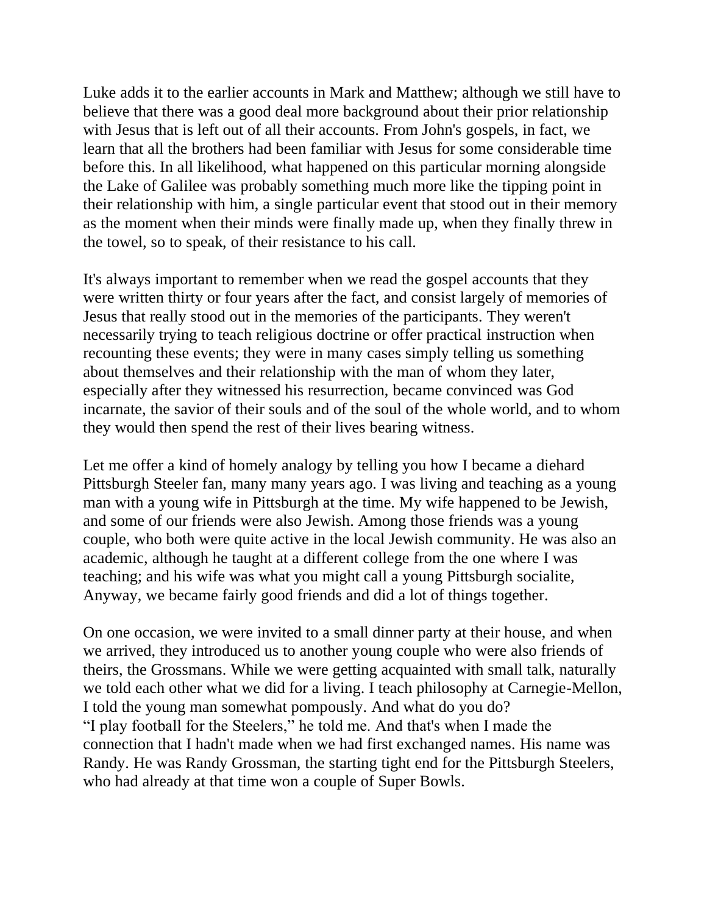Luke adds it to the earlier accounts in Mark and Matthew; although we still have to believe that there was a good deal more background about their prior relationship with Jesus that is left out of all their accounts. From John's gospels, in fact, we learn that all the brothers had been familiar with Jesus for some considerable time before this. In all likelihood, what happened on this particular morning alongside the Lake of Galilee was probably something much more like the tipping point in their relationship with him, a single particular event that stood out in their memory as the moment when their minds were finally made up, when they finally threw in the towel, so to speak, of their resistance to his call.

It's always important to remember when we read the gospel accounts that they were written thirty or four years after the fact, and consist largely of memories of Jesus that really stood out in the memories of the participants. They weren't necessarily trying to teach religious doctrine or offer practical instruction when recounting these events; they were in many cases simply telling us something about themselves and their relationship with the man of whom they later, especially after they witnessed his resurrection, became convinced was God incarnate, the savior of their souls and of the soul of the whole world, and to whom they would then spend the rest of their lives bearing witness.

Let me offer a kind of homely analogy by telling you how I became a diehard Pittsburgh Steeler fan, many many years ago. I was living and teaching as a young man with a young wife in Pittsburgh at the time. My wife happened to be Jewish, and some of our friends were also Jewish. Among those friends was a young couple, who both were quite active in the local Jewish community. He was also an academic, although he taught at a different college from the one where I was teaching; and his wife was what you might call a young Pittsburgh socialite, Anyway, we became fairly good friends and did a lot of things together.

On one occasion, we were invited to a small dinner party at their house, and when we arrived, they introduced us to another young couple who were also friends of theirs, the Grossmans. While we were getting acquainted with small talk, naturally we told each other what we did for a living. I teach philosophy at Carnegie-Mellon, I told the young man somewhat pompously. And what do you do?
"I play football for the Steelers," he told me. And that's when I made the connection that I hadn't made when we had first exchanged names. His name was Randy. He was Randy Grossman, the starting tight end for the Pittsburgh Steelers, who had already at that time won a couple of Super Bowls.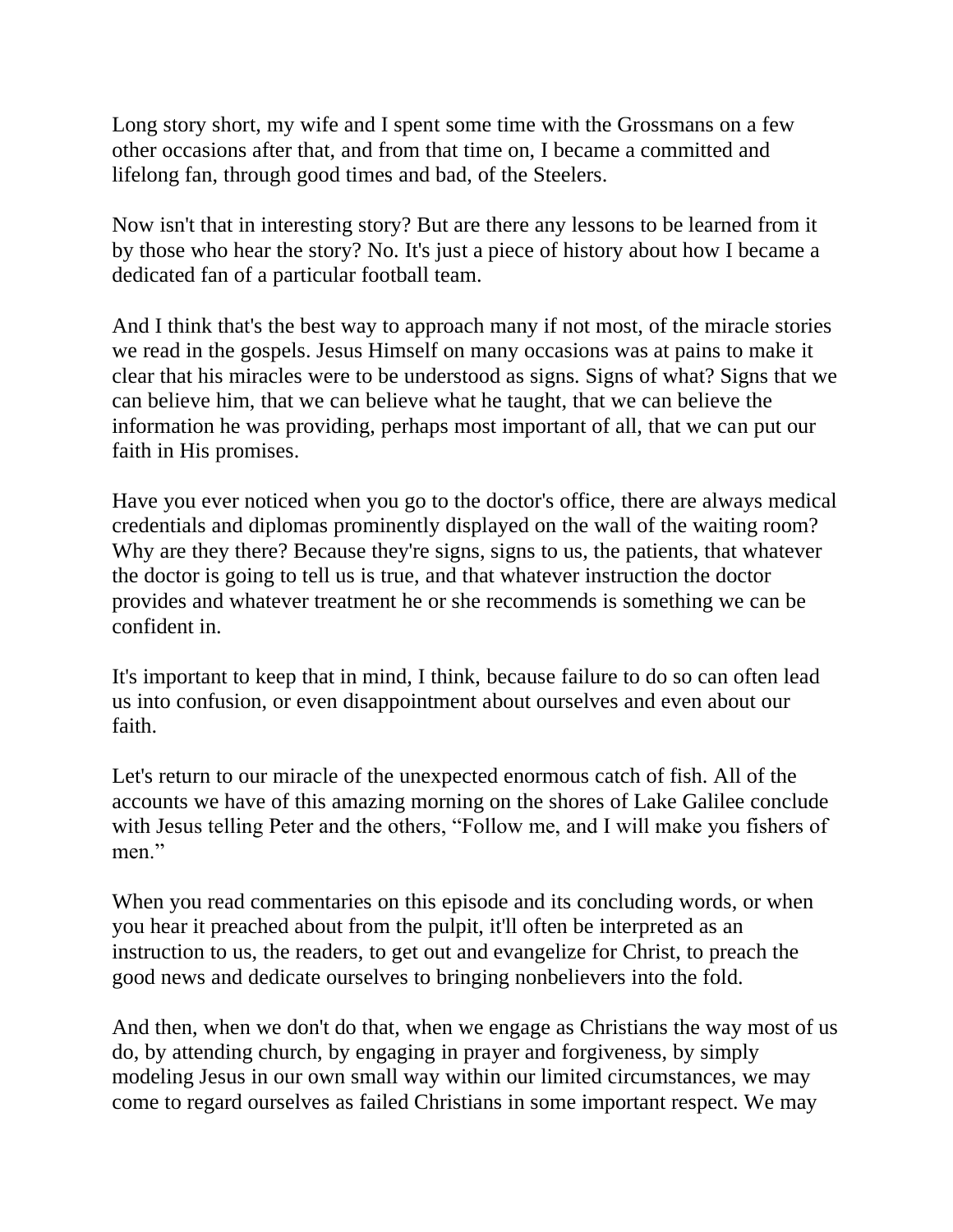Long story short, my wife and I spent some time with the Grossmans on a few other occasions after that, and from that time on, I became a committed and lifelong fan, through good times and bad, of the Steelers.

Now isn't that in interesting story? But are there any lessons to be learned from it by those who hear the story? No. It's just a piece of history about how I became a dedicated fan of a particular football team.

And I think that's the best way to approach many if not most, of the miracle stories we read in the gospels. Jesus Himself on many occasions was at pains to make it clear that his miracles were to be understood as signs. Signs of what? Signs that we can believe him, that we can believe what he taught, that we can believe the information he was providing, perhaps most important of all, that we can put our faith in His promises.

Have you ever noticed when you go to the doctor's office, there are always medical credentials and diplomas prominently displayed on the wall of the waiting room? Why are they there? Because they're signs, signs to us, the patients, that whatever the doctor is going to tell us is true, and that whatever instruction the doctor provides and whatever treatment he or she recommends is something we can be confident in.

It's important to keep that in mind, I think, because failure to do so can often lead us into confusion, or even disappointment about ourselves and even about our faith.

Let's return to our miracle of the unexpected enormous catch of fish. All of the accounts we have of this amazing morning on the shores of Lake Galilee conclude with Jesus telling Peter and the others, "Follow me, and I will make you fishers of men."

When you read commentaries on this episode and its concluding words, or when you hear it preached about from the pulpit, it'll often be interpreted as an instruction to us, the readers, to get out and evangelize for Christ, to preach the good news and dedicate ourselves to bringing nonbelievers into the fold.

And then, when we don't do that, when we engage as Christians the way most of us do, by attending church, by engaging in prayer and forgiveness, by simply modeling Jesus in our own small way within our limited circumstances, we may come to regard ourselves as failed Christians in some important respect. We may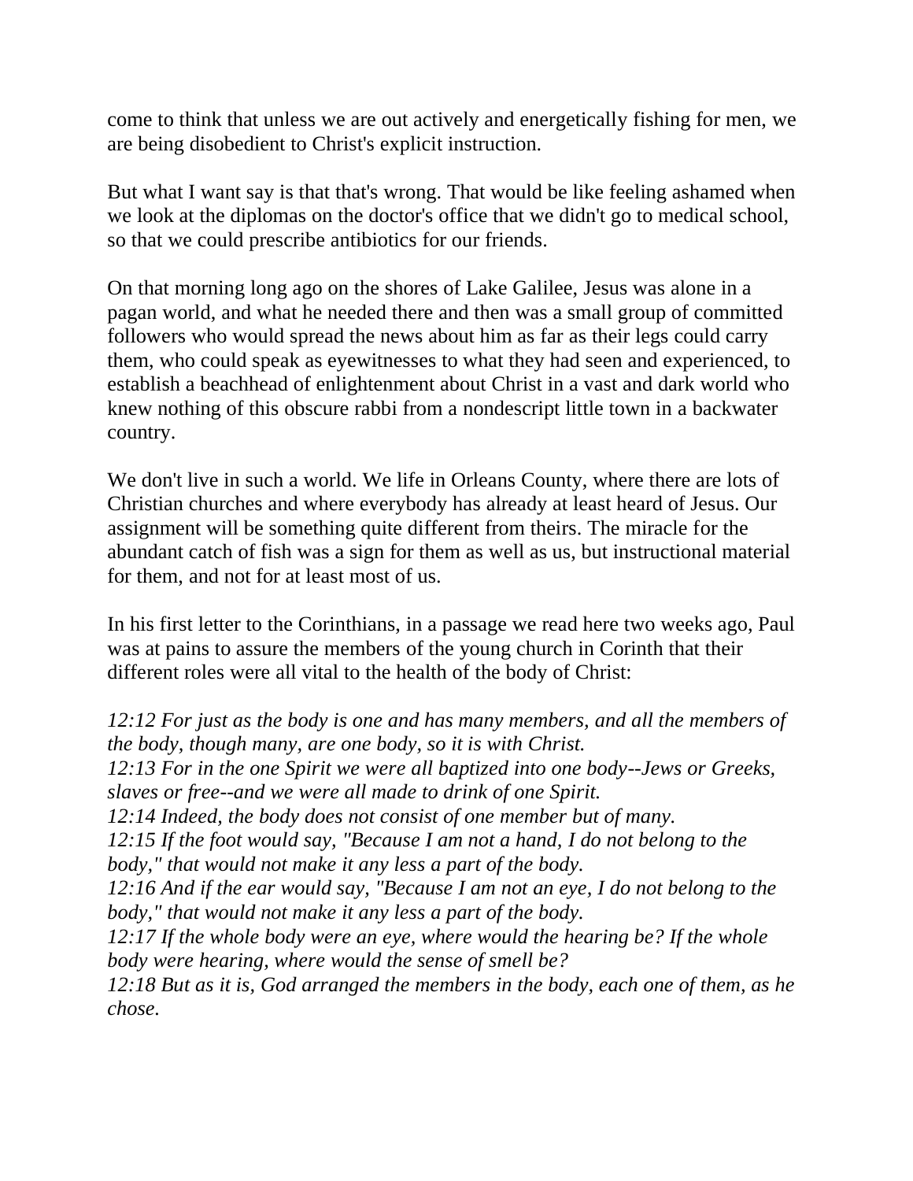come to think that unless we are out actively and energetically fishing for men, we are being disobedient to Christ's explicit instruction.

But what I want say is that that's wrong. That would be like feeling ashamed when we look at the diplomas on the doctor's office that we didn't go to medical school, so that we could prescribe antibiotics for our friends.

On that morning long ago on the shores of Lake Galilee, Jesus was alone in a pagan world, and what he needed there and then was a small group of committed followers who would spread the news about him as far as their legs could carry them, who could speak as eyewitnesses to what they had seen and experienced, to establish a beachhead of enlightenment about Christ in a vast and dark world who knew nothing of this obscure rabbi from a nondescript little town in a backwater country.

We don't live in such a world. We life in Orleans County, where there are lots of Christian churches and where everybody has already at least heard of Jesus. Our assignment will be something quite different from theirs. The miracle for the abundant catch of fish was a sign for them as well as us, but instructional material for them, and not for at least most of us.

In his first letter to the Corinthians, in a passage we read here two weeks ago, Paul was at pains to assure the members of the young church in Corinth that their different roles were all vital to the health of the body of Christ:

*12:12 For just as the body is one and has many members, and all the members of the body, though many, are one body, so it is with Christ.*
*12:13 For in the one Spirit we were all baptized into one body--Jews or Greeks, slaves or free--and we were all made to drink of one Spirit.*
*12:14 Indeed, the body does not consist of one member but of many.*
*12:15 If the foot would say, "Because I am not a hand, I do not belong to the body," that would not make it any less a part of the body.*
*12:16 And if the ear would say, "Because I am not an eye, I do not belong to the body," that would not make it any less a part of the body.*
*12:17 If the whole body were an eye, where would the hearing be? If the whole body were hearing, where would the sense of smell be?*
*12:18 But as it is, God arranged the members in the body, each one of them, as he chose.*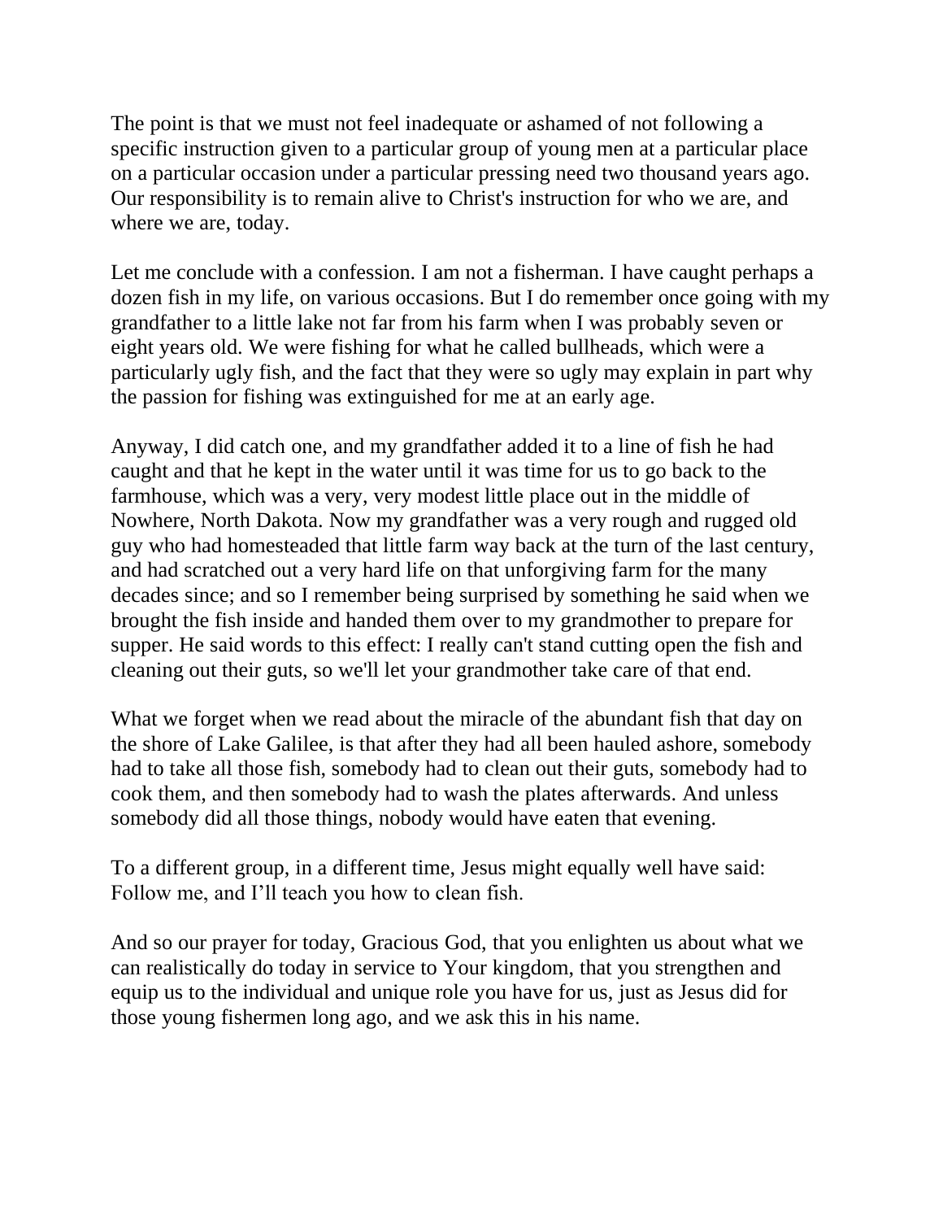The point is that we must not feel inadequate or ashamed of not following a specific instruction given to a particular group of young men at a particular place on a particular occasion under a particular pressing need two thousand years ago. Our responsibility is to remain alive to Christ's instruction for who we are, and where we are, today.

Let me conclude with a confession. I am not a fisherman. I have caught perhaps a dozen fish in my life, on various occasions. But I do remember once going with my grandfather to a little lake not far from his farm when I was probably seven or eight years old. We were fishing for what he called bullheads, which were a particularly ugly fish, and the fact that they were so ugly may explain in part why the passion for fishing was extinguished for me at an early age.

Anyway, I did catch one, and my grandfather added it to a line of fish he had caught and that he kept in the water until it was time for us to go back to the farmhouse, which was a very, very modest little place out in the middle of Nowhere, North Dakota. Now my grandfather was a very rough and rugged old guy who had homesteaded that little farm way back at the turn of the last century, and had scratched out a very hard life on that unforgiving farm for the many decades since; and so I remember being surprised by something he said when we brought the fish inside and handed them over to my grandmother to prepare for supper. He said words to this effect: I really can't stand cutting open the fish and cleaning out their guts, so we'll let your grandmother take care of that end.

What we forget when we read about the miracle of the abundant fish that day on the shore of Lake Galilee, is that after they had all been hauled ashore, somebody had to take all those fish, somebody had to clean out their guts, somebody had to cook them, and then somebody had to wash the plates afterwards. And unless somebody did all those things, nobody would have eaten that evening.

To a different group, in a different time, Jesus might equally well have said: Follow me, and I'll teach you how to clean fish.

And so our prayer for today, Gracious God, that you enlighten us about what we can realistically do today in service to Your kingdom, that you strengthen and equip us to the individual and unique role you have for us, just as Jesus did for those young fishermen long ago, and we ask this in his name.